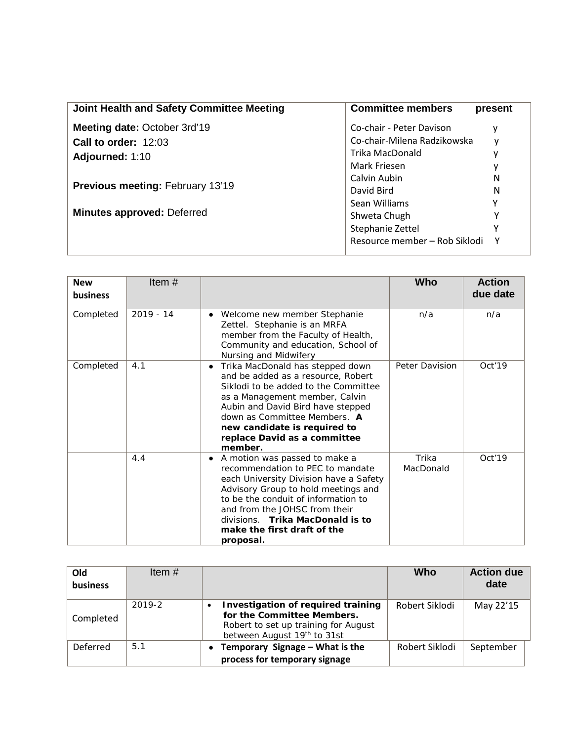| Joint Health and Safety Committee Meeting | Committee members | present |
|---|---|---|
| **Meeting date:** October 3rd'19 | Co-chair - Peter Davison | y |
| **Call to order:** 12:03 | Co-chair-Milena Radzikowska | y |
| **Adjourned:** 1:10 | Trika MacDonald | y |
| | Mark Friesen | y |
| **Previous meeting:** February 13'19 | Calvin Aubin | N |
| | David Bird | N |
| **Minutes approved:** Deferred | Sean Williams | Y |
| | Shweta Chugh | Y |
| | Stephanie Zettel | Y |
| | Resource member – Rob Siklodi | Y |

| New business | Item # | | Who | Action due date |
|---|---|---|---|---|
| Completed | 2019 - 14 | • Welcome new member Stephanie Zettel. Stephanie is an MRFA member from the Faculty of Health, Community and education, School of Nursing and Midwifery | n/a | n/a |
| Completed | 4.1 | • Trika MacDonald has stepped down and be added as a resource, Robert Siklodi to be added to the Committee as a Management member, Calvin Aubin and David Bird have stepped down as Committee Members. **A new candidate is required to replace David as a committee member.** | Peter Davision | Oct'19 |
| | 4.4 | • A motion was passed to make a recommendation to PEC to mandate each University Division have a Safety Advisory Group to hold meetings and to be the conduit of information to and from the JOHSC from their divisions. **Trika MacDonald is to make the first draft of the proposal.** | Trika MacDonald | Oct'19 |

| Old business | Item # | | Who | Action due date |
|---|---|---|---|---|
| Completed | 2019-2 | • **Investigation of required training for the Committee Members.** Robert to set up training for August between August 19th to 31st | Robert Siklodi | May 22'15 |
| Deferred | 5.1 | • **Temporary Signage – What is the process for temporary signage** | Robert Siklodi | September |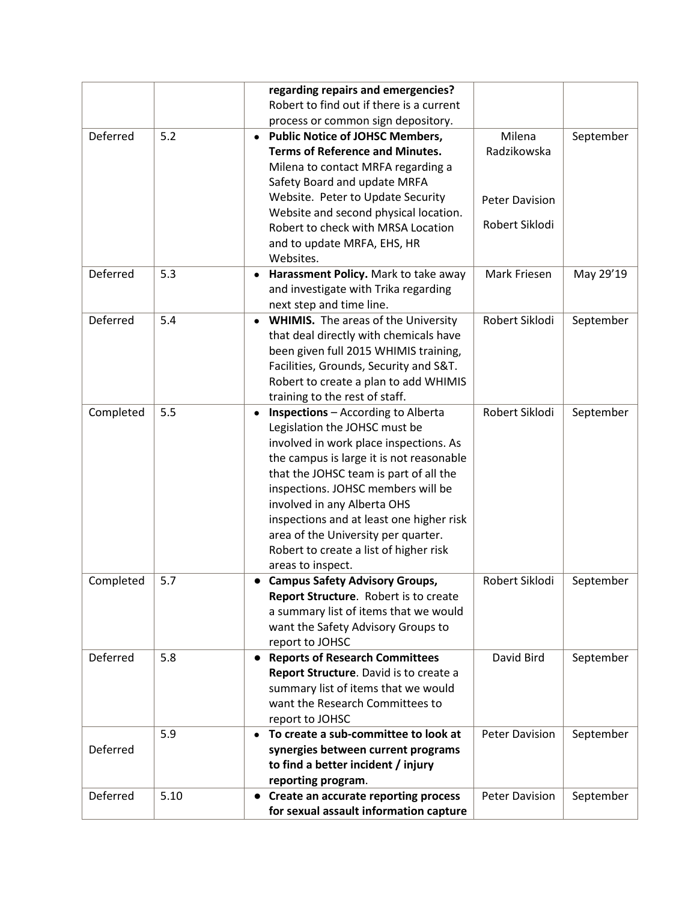| | | | | |
|---|---|---|---|---|
| | | **regarding repairs and emergencies?** Robert to find out if there is a current process or common sign depository. | | |
| Deferred | 5.2 | • **Public Notice of JOHSC Members, Terms of Reference and Minutes.** Milena to contact MRFA regarding a Safety Board and update MRFA Website. Peter to Update Security Website and second physical location. Robert to check with MRSA Location and to update MRFA, EHS, HR Websites. | Milena Radzikowska<br><br>Peter Davision<br><br>Robert Siklodi | September |
| Deferred | 5.3 | • **Harassment Policy.** Mark to take away and investigate with Trika regarding next step and time line. | Mark Friesen | May 29'19 |
| Deferred | 5.4 | • **WHIMIS.** The areas of the University that deal directly with chemicals have been given full 2015 WHIMIS training, Facilities, Grounds, Security and S&T. Robert to create a plan to add WHIMIS training to the rest of staff. | Robert Siklodi | September |
| Completed | 5.5 | • **Inspections** – According to Alberta Legislation the JOHSC must be involved in work place inspections. As the campus is large it is not reasonable that the JOHSC team is part of all the inspections. JOHSC members will be involved in any Alberta OHS inspections and at least one higher risk area of the University per quarter. Robert to create a list of higher risk areas to inspect. | Robert Siklodi | September |
| Completed | 5.7 | • **Campus Safety Advisory Groups, Report Structure**. Robert is to create a summary list of items that we would want the Safety Advisory Groups to report to JOHSC | Robert Siklodi | September |
| Deferred | 5.8 | • **Reports of Research Committees Report Structure**. David is to create a summary list of items that we would want the Research Committees to report to JOHSC | David Bird | September |
| Deferred | 5.9 | • **To create a sub-committee to look at synergies between current programs to find a better incident / injury reporting program**. | Peter Davision | September |
| Deferred | 5.10 | • **Create an accurate reporting process for sexual assault information capture** | Peter Davision | September |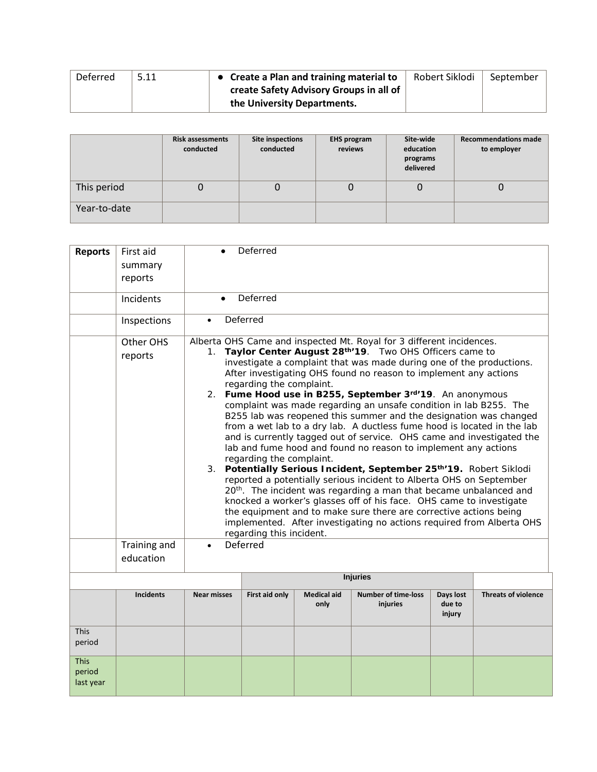| Deferred | 5.11 | • **Create a Plan and training material to create Safety Advisory Groups in all of the University Departments.** | Robert Siklodi | September |
|---|---|---|---|---|

| | Risk assessments conducted | Site inspections conducted | EHS program reviews | Site-wide education programs delivered | Recommendations made to employer |
|---|---|---|---|---|---|
| This period | 0 | 0 | 0 | 0 | 0 |
| Year-to-date | | | | | |

| Reports | First aid summary reports | • Deferred |
|---|---|---|
| | Incidents | • Deferred |
| | Inspections | • Deferred |
| | Other OHS reports | Alberta OHS Came and inspected Mt. Royal for 3 different incidences.<br>1. **Taylor Center August 28th'19**. Two OHS Officers came to investigate a complaint that was made during one of the productions. After investigating OHS found no reason to implement any actions regarding the complaint.<br>2. **Fume Hood use in B255, September 3rd'19**. An anonymous complaint was made regarding an unsafe condition in lab B255. The B255 lab was reopened this summer and the designation was changed from a wet lab to a dry lab. A ductless fume hood is located in the lab and is currently tagged out of service. OHS came and investigated the lab and fume hood and found no reason to implement any actions regarding the complaint.<br>3. **Potentially Serious Incident, September 25th'19.** Robert Siklodi reported a potentially serious incident to Alberta OHS on September 20th. The incident was regarding a man that became unbalanced and knocked a worker's glasses off of his face. OHS came to investigate the equipment and to make sure there are corrective actions being implemented. After investigating no actions required from Alberta OHS regarding this incident. |
| | Training and education | • Deferred |

| | | | Injuries | | | | |
|---|---|---|---|---|---|---|---|
| | Incidents | Near misses | First aid only | Medical aid only | Number of time-loss injuries | Days lost due to injury | Threats of violence |
| This period | | | | | | | |
| This period last year | | | | | | | |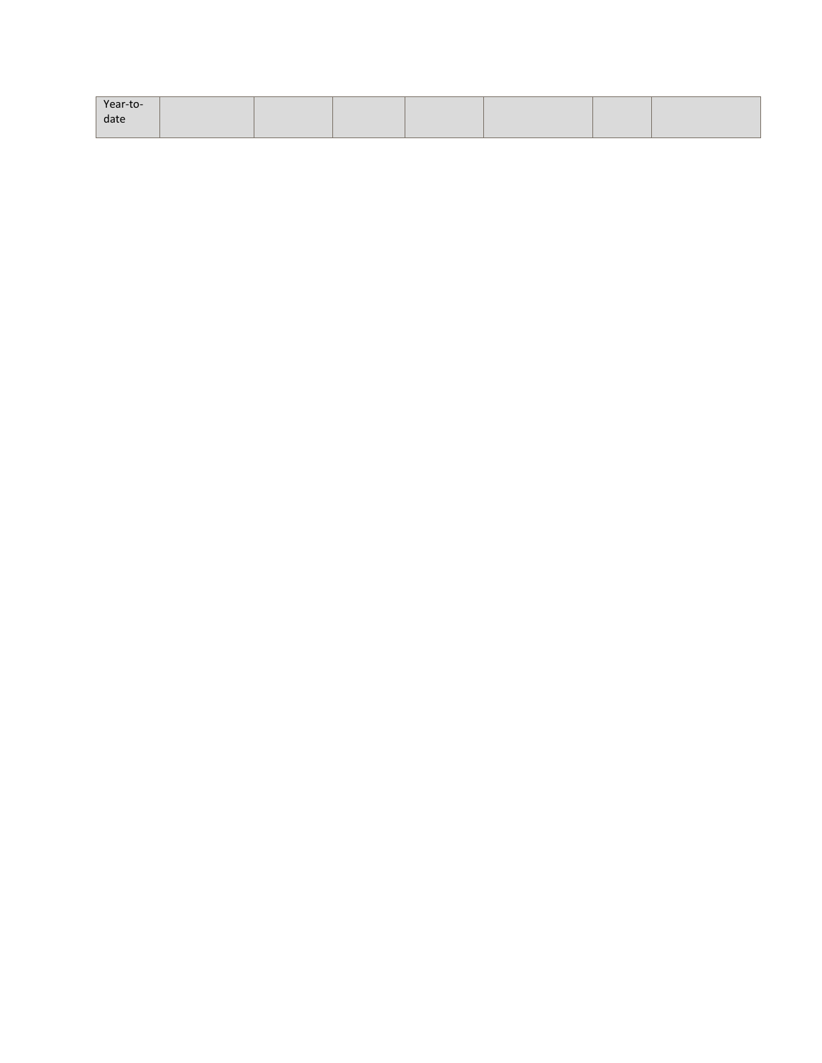| | | | | | | | |
|---|---|---|---|---|---|---|---|
| Year-to-date | | | | | | | |